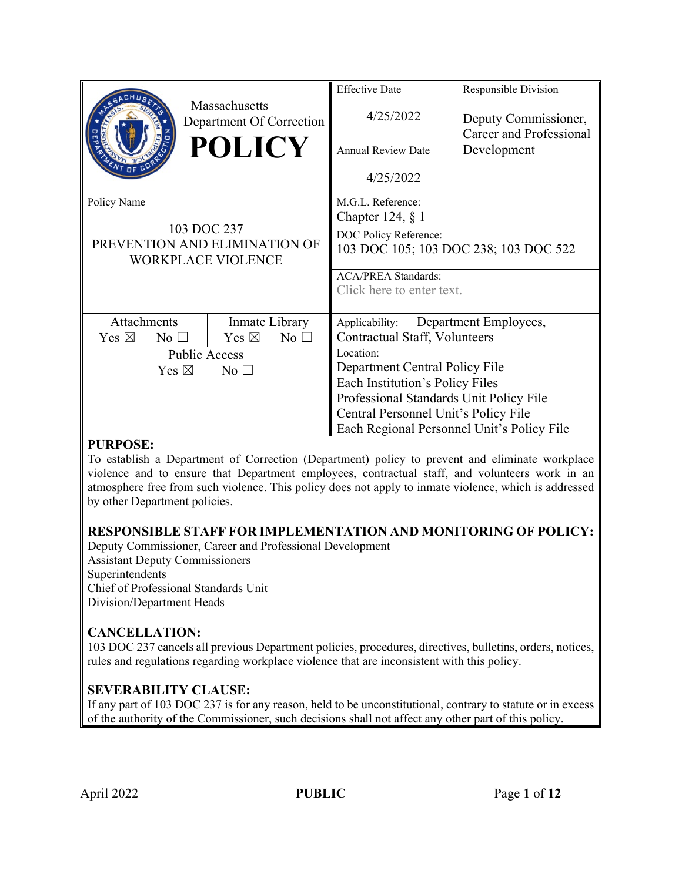| Massachusetts Department Of Correction **POLICY** | Effective Date<br>4/25/2022 | Responsible Division<br>Deputy Commissioner, Career and Professional Development |
|---|---|---|
| | Annual Review Date<br>4/25/2022 | |
| Policy Name<br>103 DOC 237<br>PREVENTION AND ELIMINATION OF WORKPLACE VIOLENCE | M.G.L. Reference:<br>Chapter 124, § 1 | |
| | DOC Policy Reference:<br>103 DOC 105; 103 DOC 238; 103 DOC 522 | |
| | ACA/PREA Standards:<br>Click here to enter text. | |
| Attachments: Yes ☒ No ☐ / Inmate Library: Yes ☒ No ☐ | Applicability: Department Employees, Contractual Staff, Volunteers | |
| Public Access<br>Yes ☒ No ☐ | Location:<br>Department Central Policy File<br>Each Institution's Policy Files<br>Professional Standards Unit Policy File<br>Central Personnel Unit's Policy File<br>Each Regional Personnel Unit's Policy File | |

## PURPOSE:

To establish a Department of Correction (Department) policy to prevent and eliminate workplace violence and to ensure that Department employees, contractual staff, and volunteers work in an atmosphere free from such violence. This policy does not apply to inmate violence, which is addressed by other Department policies.

## RESPONSIBLE STAFF FOR IMPLEMENTATION AND MONITORING OF POLICY:

Deputy Commissioner, Career and Professional Development
Assistant Deputy Commissioners
Superintendents
Chief of Professional Standards Unit
Division/Department Heads

## CANCELLATION:

103 DOC 237 cancels all previous Department policies, procedures, directives, bulletins, orders, notices, rules and regulations regarding workplace violence that are inconsistent with this policy.

## SEVERABILITY CLAUSE:

If any part of 103 DOC 237 is for any reason, held to be unconstitutional, contrary to statute or in excess of the authority of the Commissioner, such decisions shall not affect any other part of this policy.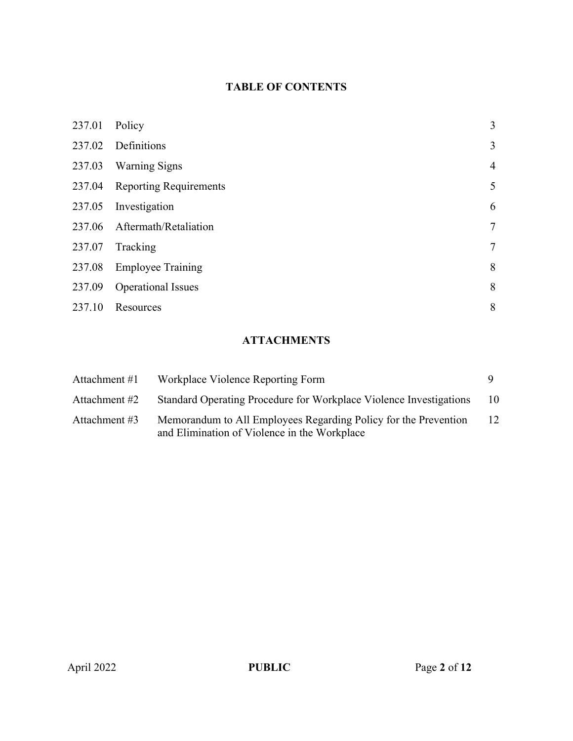## TABLE OF CONTENTS

| | | |
|---|---|---|
| 237.01 | Policy | 3 |
| 237.02 | Definitions | 3 |
| 237.03 | Warning Signs | 4 |
| 237.04 | Reporting Requirements | 5 |
| 237.05 | Investigation | 6 |
| 237.06 | Aftermath/Retaliation | 7 |
| 237.07 | Tracking | 7 |
| 237.08 | Employee Training | 8 |
| 237.09 | Operational Issues | 8 |
| 237.10 | Resources | 8 |

## ATTACHMENTS

| | | |
|---|---|---|
| Attachment #1 | Workplace Violence Reporting Form | 9 |
| Attachment #2 | Standard Operating Procedure for Workplace Violence Investigations | 10 |
| Attachment #3 | Memorandum to All Employees Regarding Policy for the Prevention and Elimination of Violence in the Workplace | 12 |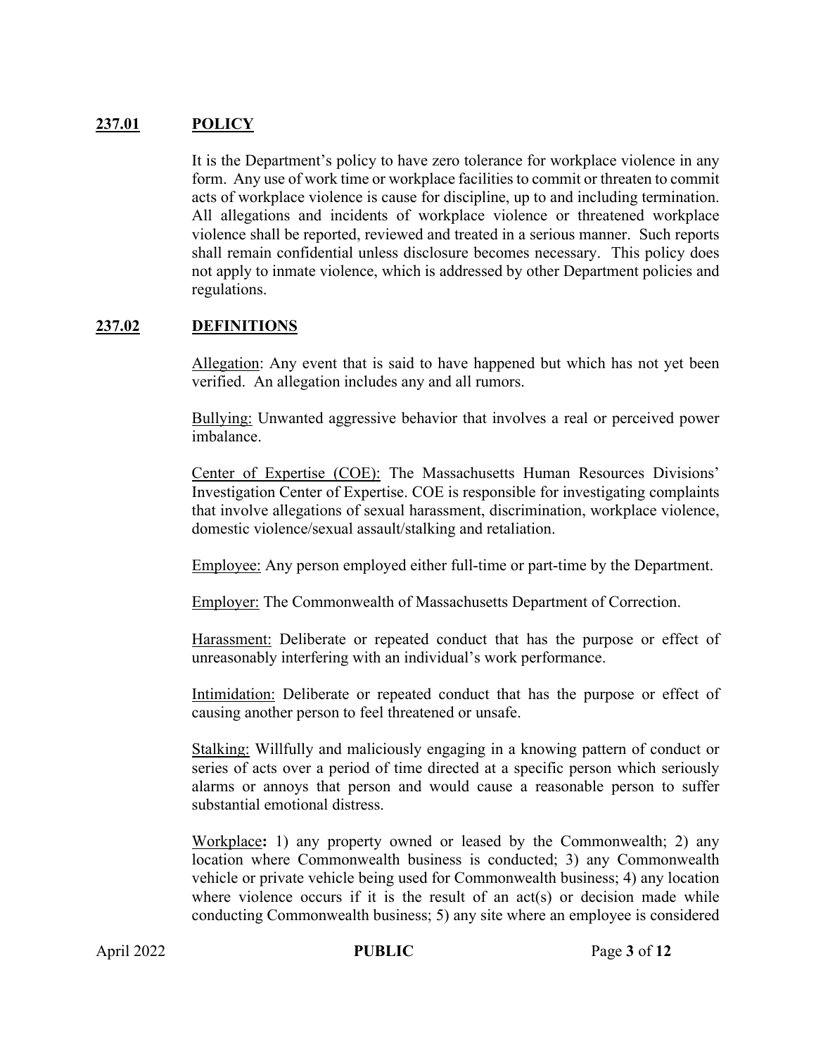## 237.01 POLICY

It is the Department's policy to have zero tolerance for workplace violence in any form. Any use of work time or workplace facilities to commit or threaten to commit acts of workplace violence is cause for discipline, up to and including termination. All allegations and incidents of workplace violence or threatened workplace violence shall be reported, reviewed and treated in a serious manner. Such reports shall remain confidential unless disclosure becomes necessary. This policy does not apply to inmate violence, which is addressed by other Department policies and regulations.

## 237.02 DEFINITIONS

Allegation: Any event that is said to have happened but which has not yet been verified. An allegation includes any and all rumors.

Bullying: Unwanted aggressive behavior that involves a real or perceived power imbalance.

Center of Expertise (COE): The Massachusetts Human Resources Divisions' Investigation Center of Expertise. COE is responsible for investigating complaints that involve allegations of sexual harassment, discrimination, workplace violence, domestic violence/sexual assault/stalking and retaliation.

Employee: Any person employed either full-time or part-time by the Department.

Employer: The Commonwealth of Massachusetts Department of Correction.

Harassment: Deliberate or repeated conduct that has the purpose or effect of unreasonably interfering with an individual's work performance.

Intimidation: Deliberate or repeated conduct that has the purpose or effect of causing another person to feel threatened or unsafe.

Stalking: Willfully and maliciously engaging in a knowing pattern of conduct or series of acts over a period of time directed at a specific person which seriously alarms or annoys that person and would cause a reasonable person to suffer substantial emotional distress.

Workplace**:** 1) any property owned or leased by the Commonwealth; 2) any location where Commonwealth business is conducted; 3) any Commonwealth vehicle or private vehicle being used for Commonwealth business; 4) any location where violence occurs if it is the result of an act(s) or decision made while conducting Commonwealth business; 5) any site where an employee is considered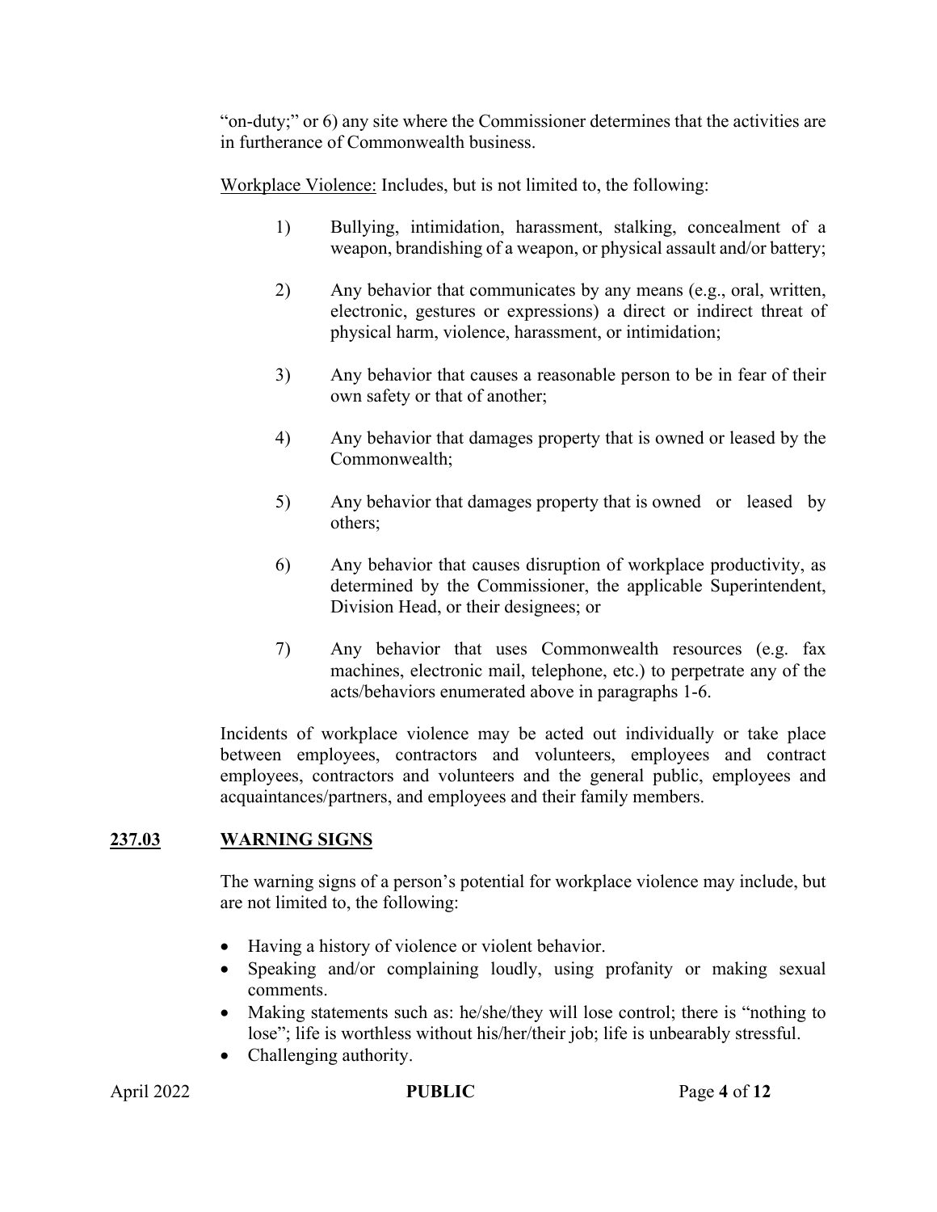"on-duty;" or 6) any site where the Commissioner determines that the activities are in furtherance of Commonwealth business.

Workplace Violence: Includes, but is not limited to, the following:

1) Bullying, intimidation, harassment, stalking, concealment of a weapon, brandishing of a weapon, or physical assault and/or battery;

2) Any behavior that communicates by any means (e.g., oral, written, electronic, gestures or expressions) a direct or indirect threat of physical harm, violence, harassment, or intimidation;

3) Any behavior that causes a reasonable person to be in fear of their own safety or that of another;

4) Any behavior that damages property that is owned or leased by the Commonwealth;

5) Any behavior that damages property that is owned or leased by others;

6) Any behavior that causes disruption of workplace productivity, as determined by the Commissioner, the applicable Superintendent, Division Head, or their designees; or

7) Any behavior that uses Commonwealth resources (e.g. fax machines, electronic mail, telephone, etc.) to perpetrate any of the acts/behaviors enumerated above in paragraphs 1-6.

Incidents of workplace violence may be acted out individually or take place between employees, contractors and volunteers, employees and contract employees, contractors and volunteers and the general public, employees and acquaintances/partners, and employees and their family members.

## 237.03 WARNING SIGNS

The warning signs of a person's potential for workplace violence may include, but are not limited to, the following:

- Having a history of violence or violent behavior.
- Speaking and/or complaining loudly, using profanity or making sexual comments.
- Making statements such as: he/she/they will lose control; there is "nothing to lose"; life is worthless without his/her/their job; life is unbearably stressful.
- Challenging authority.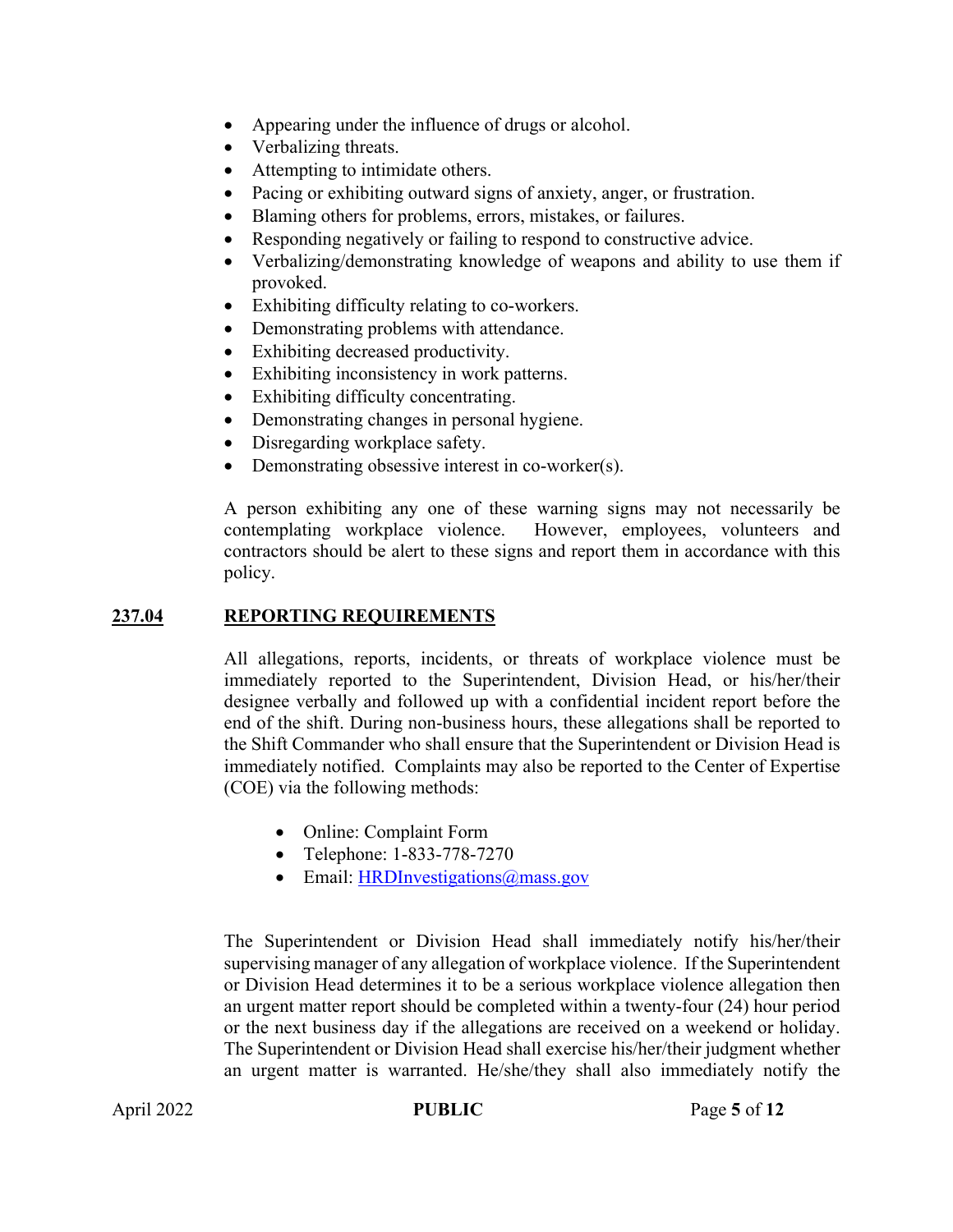- Appearing under the influence of drugs or alcohol.
- Verbalizing threats.
- Attempting to intimidate others.
- Pacing or exhibiting outward signs of anxiety, anger, or frustration.
- Blaming others for problems, errors, mistakes, or failures.
- Responding negatively or failing to respond to constructive advice.
- Verbalizing/demonstrating knowledge of weapons and ability to use them if provoked.
- Exhibiting difficulty relating to co-workers.
- Demonstrating problems with attendance.
- Exhibiting decreased productivity.
- Exhibiting inconsistency in work patterns.
- Exhibiting difficulty concentrating.
- Demonstrating changes in personal hygiene.
- Disregarding workplace safety.
- Demonstrating obsessive interest in co-worker(s).

A person exhibiting any one of these warning signs may not necessarily be contemplating workplace violence. However, employees, volunteers and contractors should be alert to these signs and report them in accordance with this policy.

## 237.04 REPORTING REQUIREMENTS

All allegations, reports, incidents, or threats of workplace violence must be immediately reported to the Superintendent, Division Head, or his/her/their designee verbally and followed up with a confidential incident report before the end of the shift. During non-business hours, these allegations shall be reported to the Shift Commander who shall ensure that the Superintendent or Division Head is immediately notified. Complaints may also be reported to the Center of Expertise (COE) via the following methods:

- Online: Complaint Form
- Telephone: 1-833-778-7270
- Email: HRDInvestigations@mass.gov

The Superintendent or Division Head shall immediately notify his/her/their supervising manager of any allegation of workplace violence. If the Superintendent or Division Head determines it to be a serious workplace violence allegation then an urgent matter report should be completed within a twenty-four (24) hour period or the next business day if the allegations are received on a weekend or holiday. The Superintendent or Division Head shall exercise his/her/their judgment whether an urgent matter is warranted. He/she/they shall also immediately notify the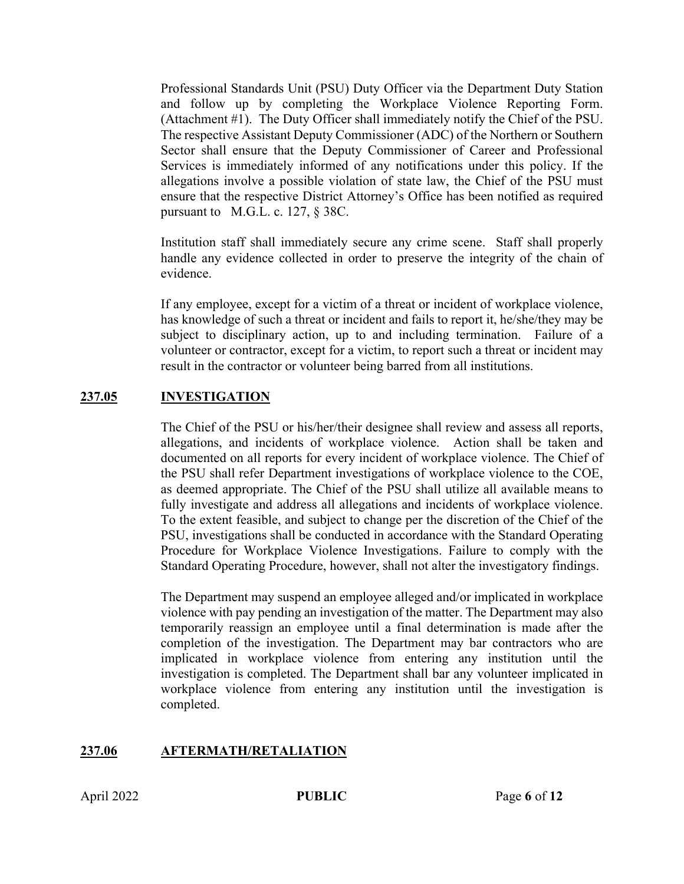Professional Standards Unit (PSU) Duty Officer via the Department Duty Station and follow up by completing the Workplace Violence Reporting Form. (Attachment #1). The Duty Officer shall immediately notify the Chief of the PSU. The respective Assistant Deputy Commissioner (ADC) of the Northern or Southern Sector shall ensure that the Deputy Commissioner of Career and Professional Services is immediately informed of any notifications under this policy. If the allegations involve a possible violation of state law, the Chief of the PSU must ensure that the respective District Attorney's Office has been notified as required pursuant to M.G.L. c. 127, § 38C.

Institution staff shall immediately secure any crime scene. Staff shall properly handle any evidence collected in order to preserve the integrity of the chain of evidence.

If any employee, except for a victim of a threat or incident of workplace violence, has knowledge of such a threat or incident and fails to report it, he/she/they may be subject to disciplinary action, up to and including termination. Failure of a volunteer or contractor, except for a victim, to report such a threat or incident may result in the contractor or volunteer being barred from all institutions.

## 237.05 INVESTIGATION

The Chief of the PSU or his/her/their designee shall review and assess all reports, allegations, and incidents of workplace violence. Action shall be taken and documented on all reports for every incident of workplace violence. The Chief of the PSU shall refer Department investigations of workplace violence to the COE, as deemed appropriate. The Chief of the PSU shall utilize all available means to fully investigate and address all allegations and incidents of workplace violence. To the extent feasible, and subject to change per the discretion of the Chief of the PSU, investigations shall be conducted in accordance with the Standard Operating Procedure for Workplace Violence Investigations. Failure to comply with the Standard Operating Procedure, however, shall not alter the investigatory findings.

The Department may suspend an employee alleged and/or implicated in workplace violence with pay pending an investigation of the matter. The Department may also temporarily reassign an employee until a final determination is made after the completion of the investigation. The Department may bar contractors who are implicated in workplace violence from entering any institution until the investigation is completed. The Department shall bar any volunteer implicated in workplace violence from entering any institution until the investigation is completed.

## 237.06 AFTERMATH/RETALIATION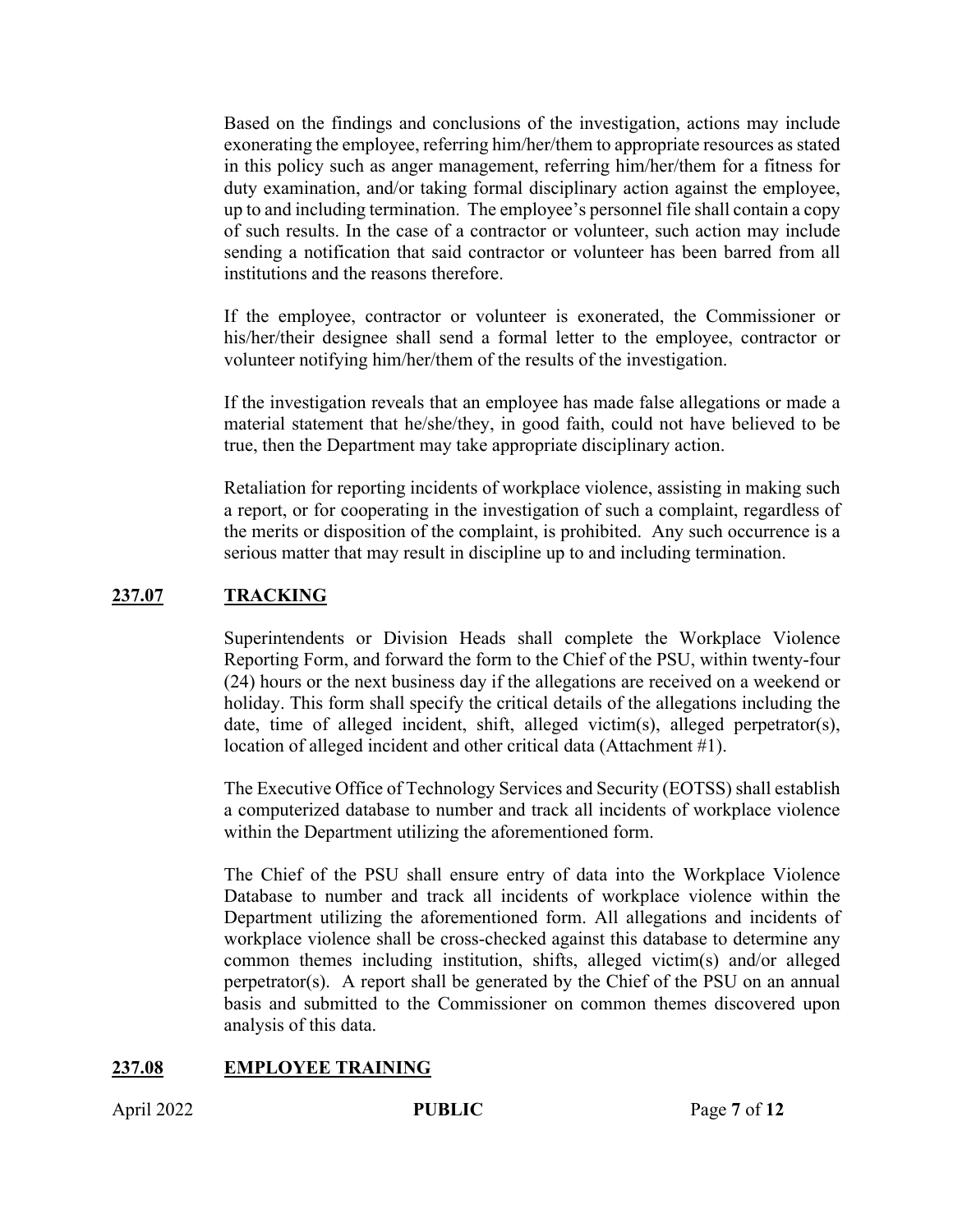Based on the findings and conclusions of the investigation, actions may include exonerating the employee, referring him/her/them to appropriate resources as stated in this policy such as anger management, referring him/her/them for a fitness for duty examination, and/or taking formal disciplinary action against the employee, up to and including termination. The employee's personnel file shall contain a copy of such results. In the case of a contractor or volunteer, such action may include sending a notification that said contractor or volunteer has been barred from all institutions and the reasons therefore.

If the employee, contractor or volunteer is exonerated, the Commissioner or his/her/their designee shall send a formal letter to the employee, contractor or volunteer notifying him/her/them of the results of the investigation.

If the investigation reveals that an employee has made false allegations or made a material statement that he/she/they, in good faith, could not have believed to be true, then the Department may take appropriate disciplinary action.

Retaliation for reporting incidents of workplace violence, assisting in making such a report, or for cooperating in the investigation of such a complaint, regardless of the merits or disposition of the complaint, is prohibited. Any such occurrence is a serious matter that may result in discipline up to and including termination.

## 237.07 TRACKING

Superintendents or Division Heads shall complete the Workplace Violence Reporting Form, and forward the form to the Chief of the PSU, within twenty-four (24) hours or the next business day if the allegations are received on a weekend or holiday. This form shall specify the critical details of the allegations including the date, time of alleged incident, shift, alleged victim(s), alleged perpetrator(s), location of alleged incident and other critical data (Attachment #1).

The Executive Office of Technology Services and Security (EOTSS) shall establish a computerized database to number and track all incidents of workplace violence within the Department utilizing the aforementioned form.

The Chief of the PSU shall ensure entry of data into the Workplace Violence Database to number and track all incidents of workplace violence within the Department utilizing the aforementioned form. All allegations and incidents of workplace violence shall be cross-checked against this database to determine any common themes including institution, shifts, alleged victim(s) and/or alleged perpetrator(s). A report shall be generated by the Chief of the PSU on an annual basis and submitted to the Commissioner on common themes discovered upon analysis of this data.

## 237.08 EMPLOYEE TRAINING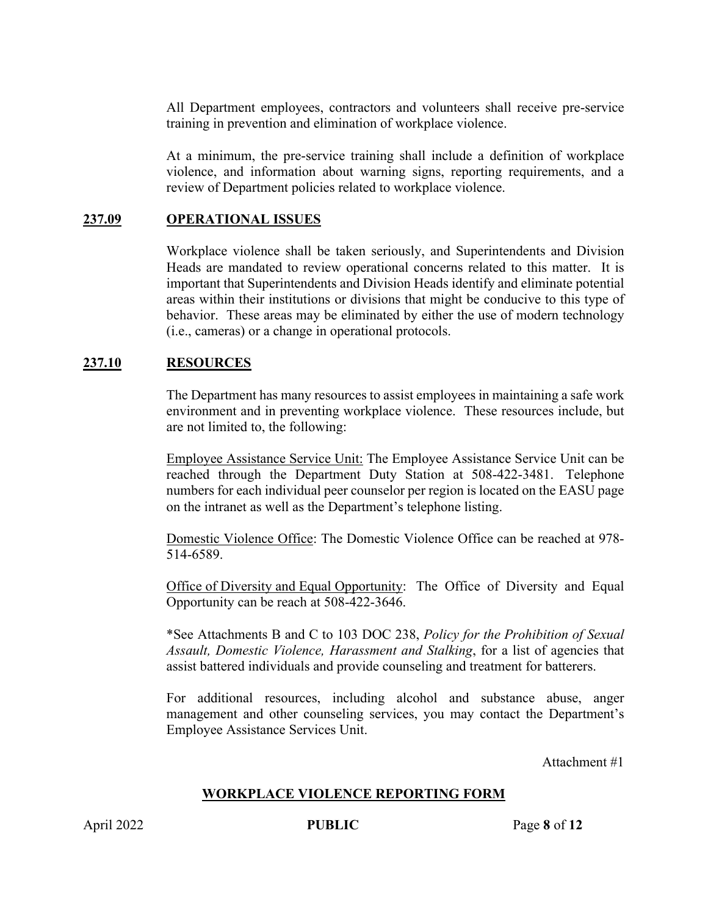All Department employees, contractors and volunteers shall receive pre-service training in prevention and elimination of workplace violence.

At a minimum, the pre-service training shall include a definition of workplace violence, and information about warning signs, reporting requirements, and a review of Department policies related to workplace violence.

## 237.09 OPERATIONAL ISSUES

Workplace violence shall be taken seriously, and Superintendents and Division Heads are mandated to review operational concerns related to this matter. It is important that Superintendents and Division Heads identify and eliminate potential areas within their institutions or divisions that might be conducive to this type of behavior. These areas may be eliminated by either the use of modern technology (i.e., cameras) or a change in operational protocols.

## 237.10 RESOURCES

The Department has many resources to assist employees in maintaining a safe work environment and in preventing workplace violence. These resources include, but are not limited to, the following:

Employee Assistance Service Unit: The Employee Assistance Service Unit can be reached through the Department Duty Station at 508-422-3481. Telephone numbers for each individual peer counselor per region is located on the EASU page on the intranet as well as the Department's telephone listing.

Domestic Violence Office: The Domestic Violence Office can be reached at 978-514-6589.

Office of Diversity and Equal Opportunity: The Office of Diversity and Equal Opportunity can be reach at 508-422-3646.

*See Attachments B and C to 103 DOC 238, *Policy for the Prohibition of Sexual Assault, Domestic Violence, Harassment and Stalking*, for a list of agencies that assist battered individuals and provide counseling and treatment for batterers.

For additional resources, including alcohol and substance abuse, anger management and other counseling services, you may contact the Department's Employee Assistance Services Unit.

Attachment #1

## WORKPLACE VIOLENCE REPORTING FORM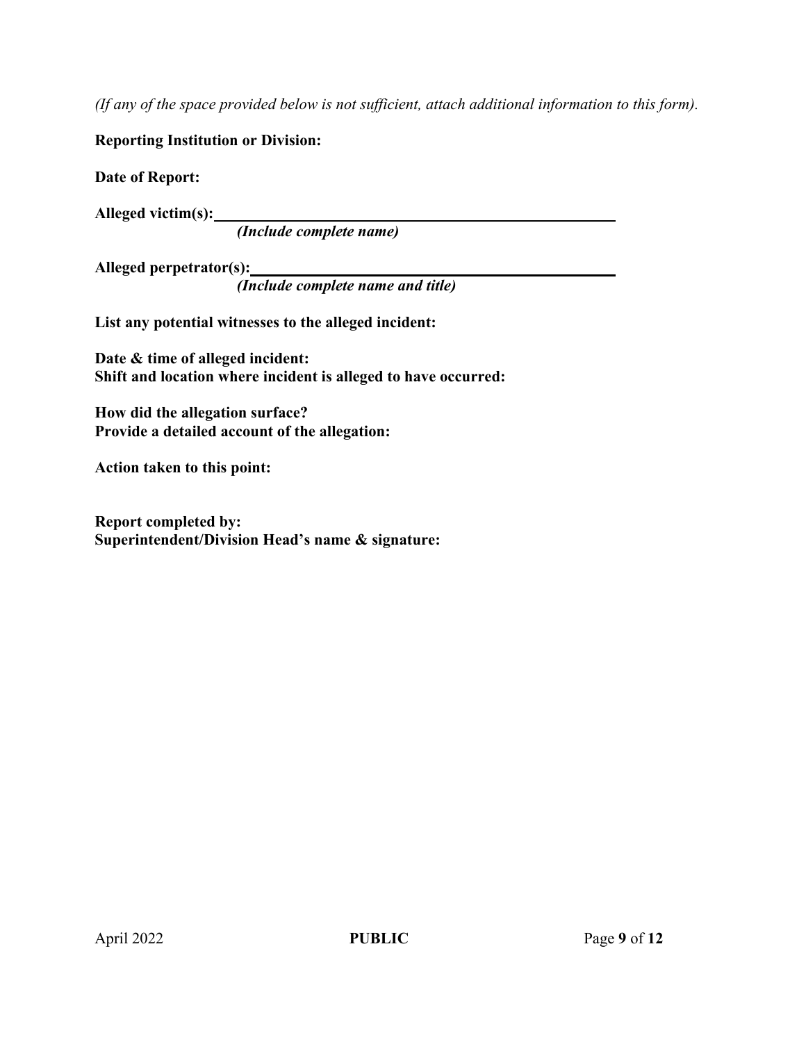*(If any of the space provided below is not sufficient, attach additional information to this form).*

**Reporting Institution or Division:**

**Date of Report:**

**Alleged victim(s):**\_\_\_\_\_\_\_\_\_\_\_\_\_\_\_\_\_\_\_\_\_\_\_\_\_\_\_\_\_\_\_\_\_\_\_\_\_\_\_\_\_\_\_\_
***(Include complete name)***

**Alleged perpetrator(s):**\_\_\_\_\_\_\_\_\_\_\_\_\_\_\_\_\_\_\_\_\_\_\_\_\_\_\_\_\_\_\_\_\_\_\_\_\_\_\_\_
***(Include complete name and title)***

**List any potential witnesses to the alleged incident:**

**Date & time of alleged incident:**
**Shift and location where incident is alleged to have occurred:**

**How did the allegation surface?**
**Provide a detailed account of the allegation:**

**Action taken to this point:**

**Report completed by:**
**Superintendent/Division Head's name & signature:**

April 2022 **PUBLIC**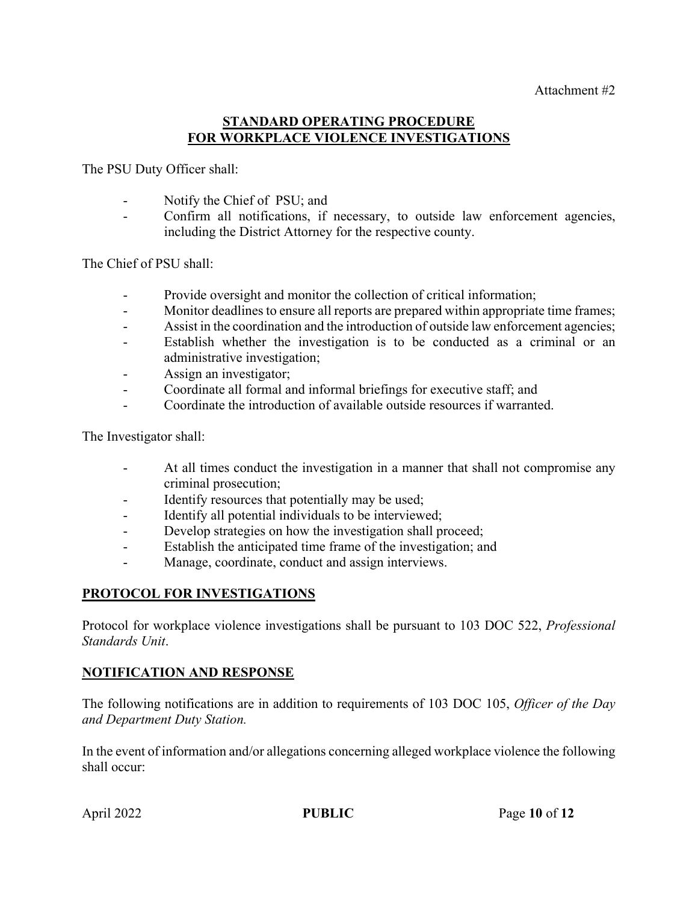Attachment #2

## STANDARD OPERATING PROCEDURE FOR WORKPLACE VIOLENCE INVESTIGATIONS

The PSU Duty Officer shall:

- Notify the Chief of PSU; and
- Confirm all notifications, if necessary, to outside law enforcement agencies, including the District Attorney for the respective county.

The Chief of PSU shall:

- Provide oversight and monitor the collection of critical information;
- Monitor deadlines to ensure all reports are prepared within appropriate time frames;
- Assist in the coordination and the introduction of outside law enforcement agencies;
- Establish whether the investigation is to be conducted as a criminal or an administrative investigation;
- Assign an investigator;
- Coordinate all formal and informal briefings for executive staff; and
- Coordinate the introduction of available outside resources if warranted.

The Investigator shall:

- At all times conduct the investigation in a manner that shall not compromise any criminal prosecution;
- Identify resources that potentially may be used;
- Identify all potential individuals to be interviewed;
- Develop strategies on how the investigation shall proceed;
- Establish the anticipated time frame of the investigation; and
- Manage, coordinate, conduct and assign interviews.

## PROTOCOL FOR INVESTIGATIONS

Protocol for workplace violence investigations shall be pursuant to 103 DOC 522, *Professional Standards Unit*.

## NOTIFICATION AND RESPONSE

The following notifications are in addition to requirements of 103 DOC 105, *Officer of the Day and Department Duty Station.*

In the event of information and/or allegations concerning alleged workplace violence the following shall occur: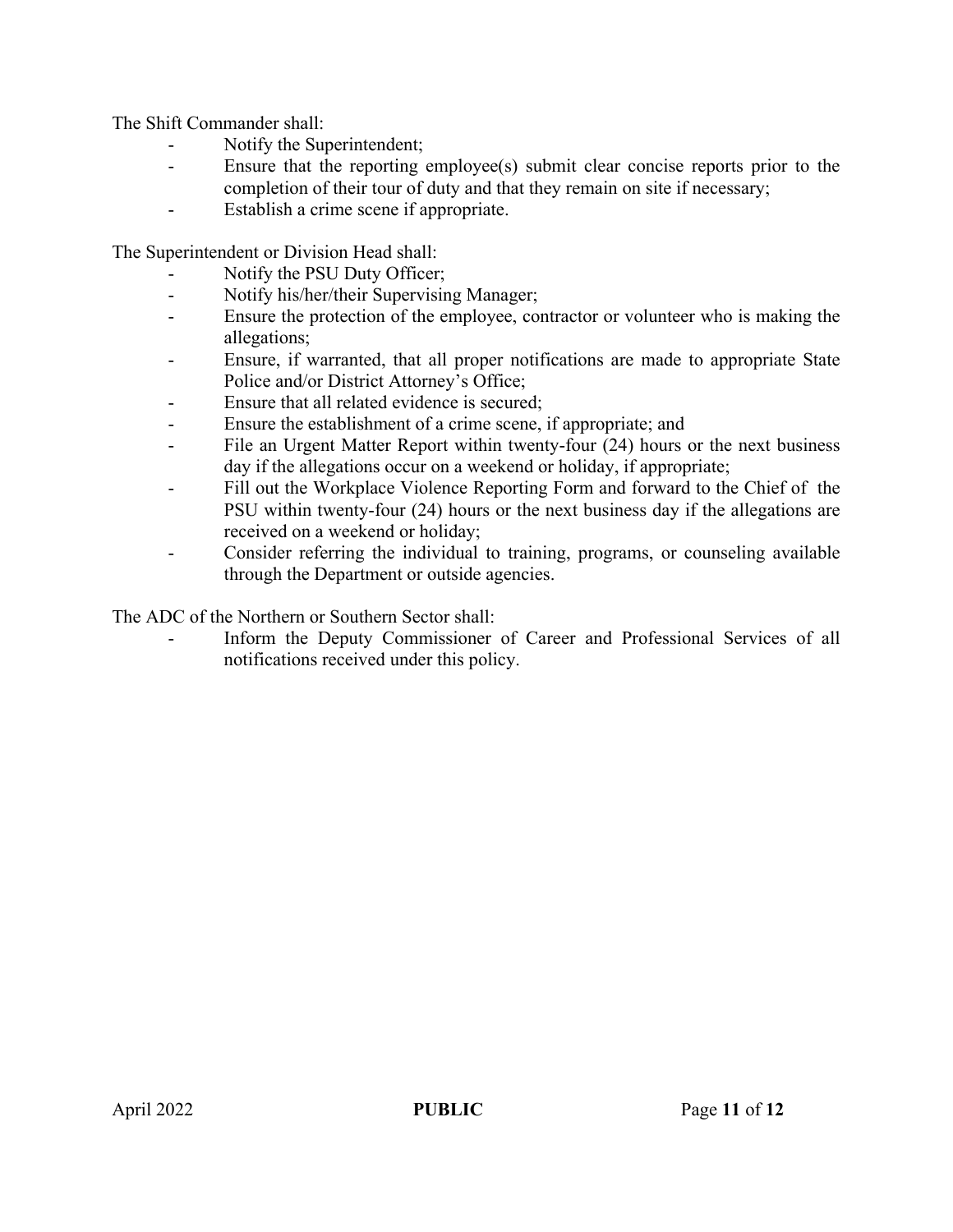The Shift Commander shall:

- Notify the Superintendent;
- Ensure that the reporting employee(s) submit clear concise reports prior to the completion of their tour of duty and that they remain on site if necessary;
- Establish a crime scene if appropriate.

The Superintendent or Division Head shall:

- Notify the PSU Duty Officer;
- Notify his/her/their Supervising Manager;
- Ensure the protection of the employee, contractor or volunteer who is making the allegations;
- Ensure, if warranted, that all proper notifications are made to appropriate State Police and/or District Attorney's Office;
- Ensure that all related evidence is secured;
- Ensure the establishment of a crime scene, if appropriate; and
- File an Urgent Matter Report within twenty-four (24) hours or the next business day if the allegations occur on a weekend or holiday, if appropriate;
- Fill out the Workplace Violence Reporting Form and forward to the Chief of the PSU within twenty-four (24) hours or the next business day if the allegations are received on a weekend or holiday;
- Consider referring the individual to training, programs, or counseling available through the Department or outside agencies.

The ADC of the Northern or Southern Sector shall:

- Inform the Deputy Commissioner of Career and Professional Services of all notifications received under this policy.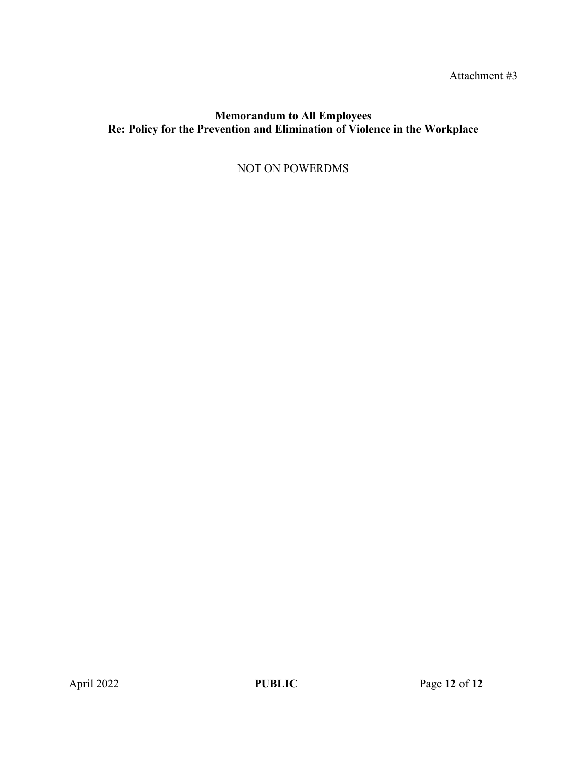Attachment #3

**Memorandum to All Employees**
**Re: Policy for the Prevention and Elimination of Violence in the Workplace**

NOT ON POWERDMS